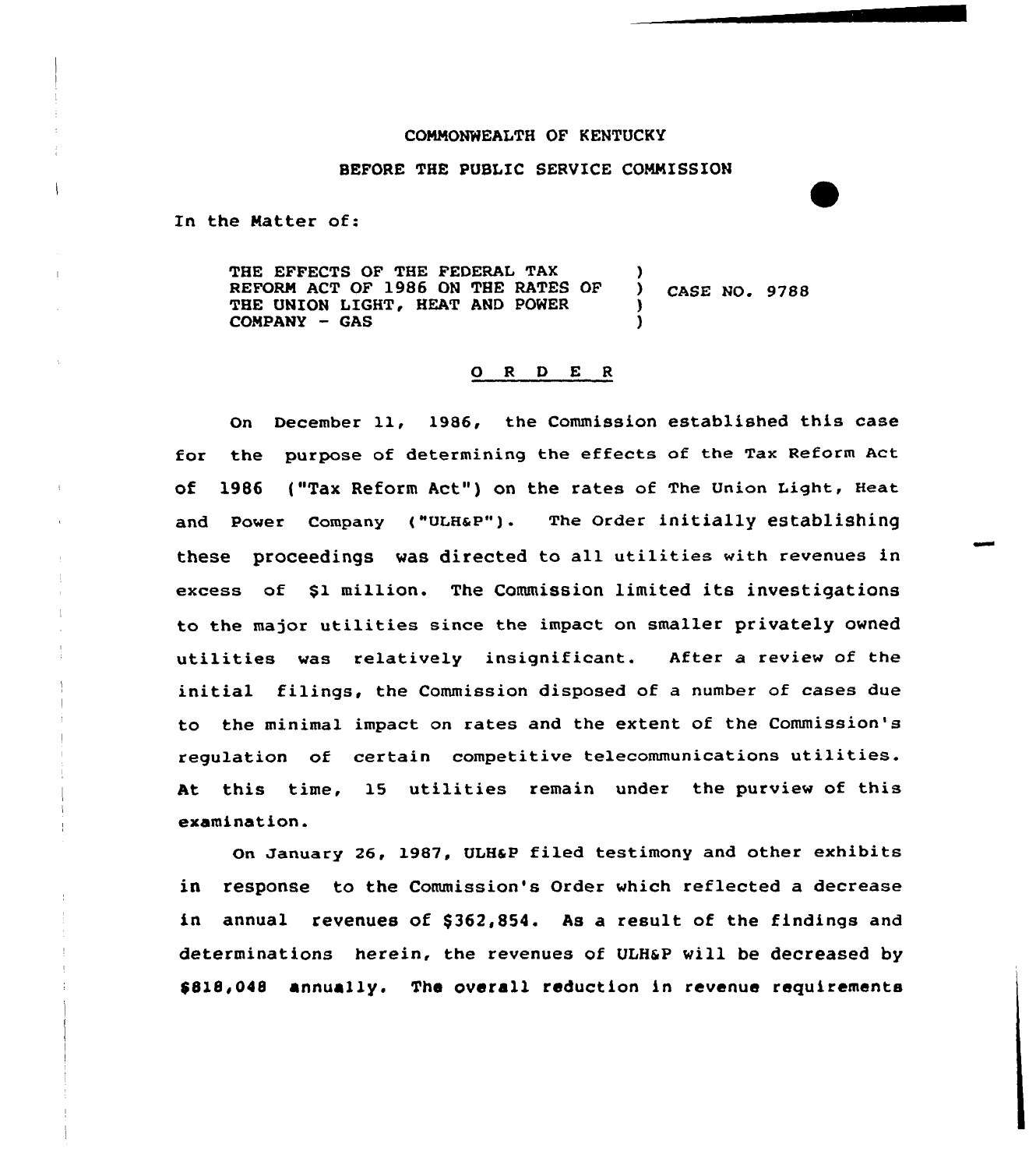COMMONWEALTH OF KENTUCKY

BEFORE THE PUBLIC SERVICE COMMISSION

In the Matter of:

| | | |
|---|---|---|
| THE EFFECTS OF THE FEDERAL TAX REFORM ACT OF 1986 ON THE RATES OF THE UNION LIGHT, HEAT AND POWER COMPANY - GAS | ) ) ) ) | CASE NO. 9788 |

## O R D E R

On December 11, 1986, the Commission established this case for the purpose of determining the effects of the Tax Reform Act of 1986 ("Tax Reform Act") on the rates of The Union Light, Heat and Power Company ("ULH&P"). The Order initially establishing these proceedings was directed to all utilities with revenues in excess of $1 million. The Commission limited its investigations to the major utilities since the impact on smaller privately owned utilities was relatively insignificant. After a review of the initial filings, the Commission disposed of a number of cases due to the minimal impact on rates and the extent of the Commission's regulation of certain competitive telecommunications utilities. At this time, 15 utilities remain under the purview of this examination.

On January 26, 1987, ULH&P filed testimony and other exhibits in response to the Commission's Order which reflected a decrease in annual revenues of $362,854. As a result of the findings and determinations herein, the revenues of ULH&P will be decreased by $818,048 annually. The overall reduction in revenue requirements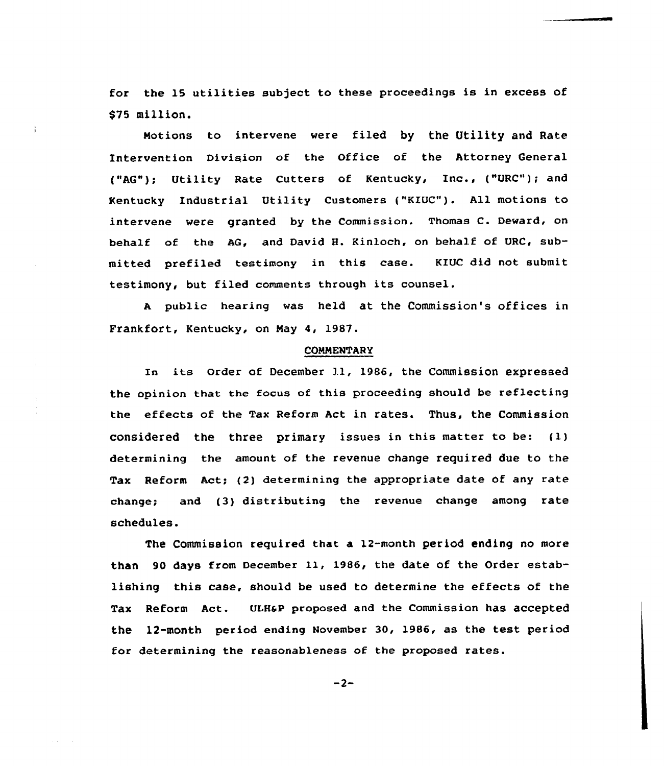for the 15 utilities subject to these proceedings is in excess of $75 million.

Motions to intervene were filed by the Utility and Rate Intervention Division of the Office of the Attorney General ("AG"); Utility Rate Cutters of Kentucky, Inc., ("URC"); and Kentucky Industrial Utility Customers ("KIUC"). All motions to intervene were granted by the Commission. Thomas C. Deward, on behalf of the AG, and David H. Kinloch, on behalf of URC, submitted prefiled testimony in this case. KIUC did not submit testimony, but filed comments through its counsel.

A public hearing was held at the Commission's offices in Frankfort, Kentucky, on May 4, 1987.

## COMMENTARY

In its Order of December 11, 1986, the Commission expressed the opinion that the focus of this proceeding should be reflecting the effects of the Tax Reform Act in rates. Thus, the Commission considered the three primary issues in this matter to be: (1) determining the amount of the revenue change required due to the Tax Reform Act; (2) determining the appropriate date of any rate change; and (3) distributing the revenue change among rate schedules.

The Commission required that a 12-month period ending no more than 90 days from December 11, 1986, the date of the Order establishing this case, should be used to determine the effects of the Tax Reform Act. ULH&P proposed and the Commission has accepted the 12-month period ending November 30, 1986, as the test period for determining the reasonableness of the proposed rates.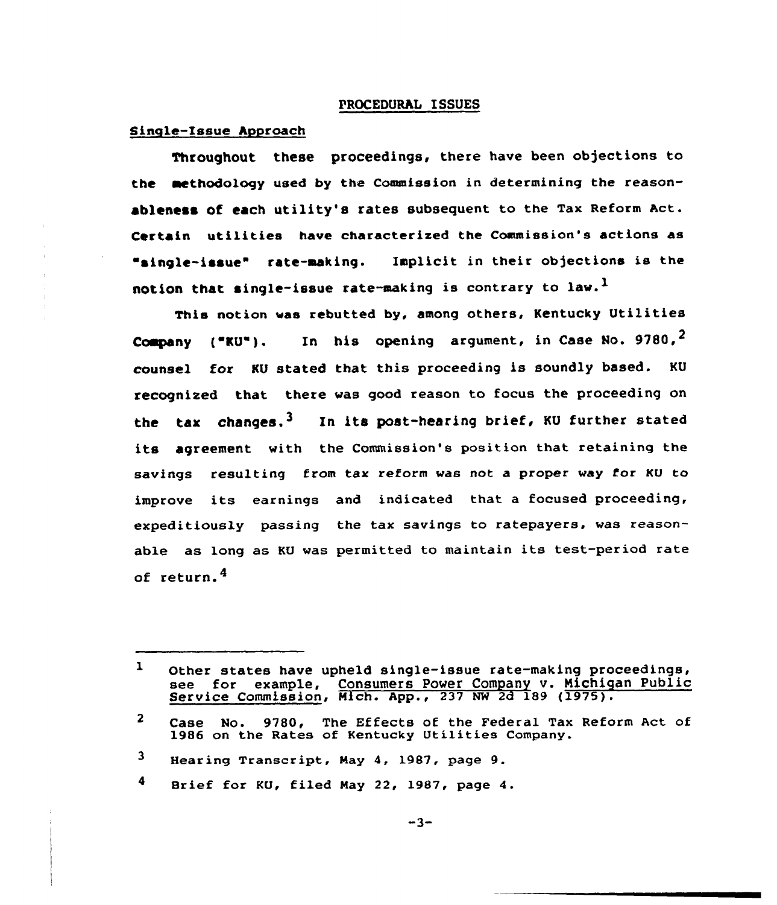## PROCEDURAL ISSUES

### Single-Issue Approach

Throughout these proceedings, there have been objections to the methodology used by the Commission in determining the reasonableness of each utility's rates subsequent to the Tax Reform Act. Certain utilities have characterized the Commission's actions as "single-issue" rate-making. Implicit in their objections is the notion that single-issue rate-making is contrary to law.[1]

This notion was rebutted by, among others, Kentucky Utilities Company ("KU"). In his opening argument, in Case No. 9780,[2] counsel for KU stated that this proceeding is soundly based. KU recognized that there was good reason to focus the proceeding on the tax changes.[3] In its post-hearing brief, KU further stated its agreement with the Commission's position that retaining the savings resulting from tax reform was not a proper way for KU to improve its earnings and indicated that a focused proceeding, expeditiously passing the tax savings to ratepayers, was reasonable as long as KU was permitted to maintain its test-period rate of return.[4]

---

[1] Other states have upheld single-issue rate-making proceedings, see for example, Consumers Power Company v. Michigan Public Service Commission, Mich. App., 237 NW 2d 189 (1975).

[2] Case No. 9780, The Effects of the Federal Tax Reform Act of 1986 on the Rates of Kentucky Utilities Company.

[3] Hearing Transcript, May 4, 1987, page 9.

[4] Brief for KU, filed May 22, 1987, page 4.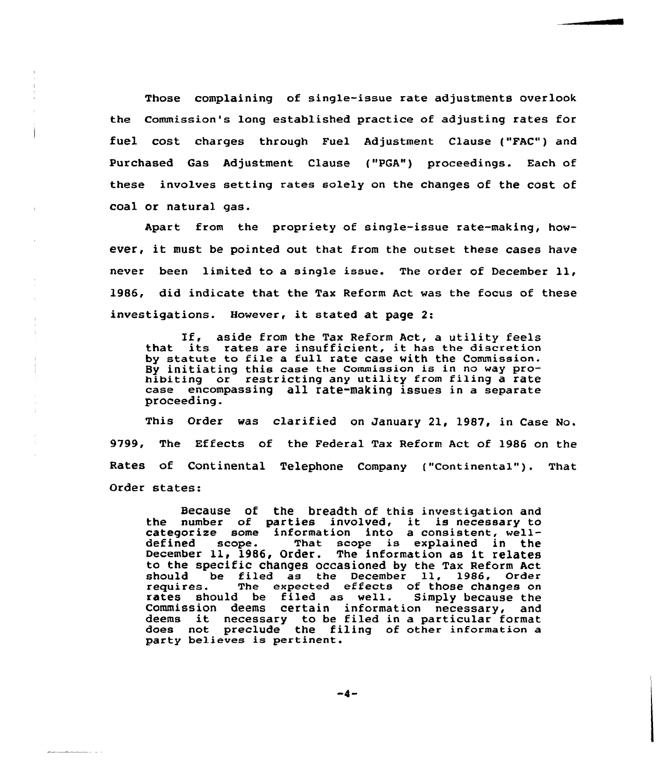Those complaining of single-issue rate adjustments overlook the Commission's long established practice of adjusting rates for fuel cost charges through Fuel Adjustment Clause ("FAC") and Purchased Gas Adjustment Clause ("PGA") proceedings. Each of these involves setting rates solely on the changes of the cost of coal or natural gas.

Apart from the propriety of single-issue rate-making, however, it must be pointed out that from the outset these cases have never been limited to a single issue. The order of December 11, 1986, did indicate that the Tax Reform Act was the focus of these investigations. However, it stated at page 2:

> If, aside from the Tax Reform Act, a utility feels that its rates are insufficient, it has the discretion by statute to file a full rate case with the Commission. By initiating this case the Commission is in no way prohibiting or restricting any utility from filing a rate case encompassing all rate-making issues in a separate proceeding.

This Order was clarified on January 21, 1987, in Case No. 9799, The Effects of the Federal Tax Reform Act of 1986 on the Rates of Continental Telephone Company ("Continental"). That Order states:

> Because of the breadth of this investigation and the number of parties involved, it is necessary to categorize some information into a consistent, well-defined scope. That scope is explained in the December 11, 1986, Order. The information as it relates to the specific changes occasioned by the Tax Reform Act should be filed as the December 11, 1986, Order requires. The expected effects of those changes on rates should be filed as well. Simply because the Commission deems certain information necessary, and deems it necessary to be filed in a particular format does not preclude the filing of other information a party believes is pertinent.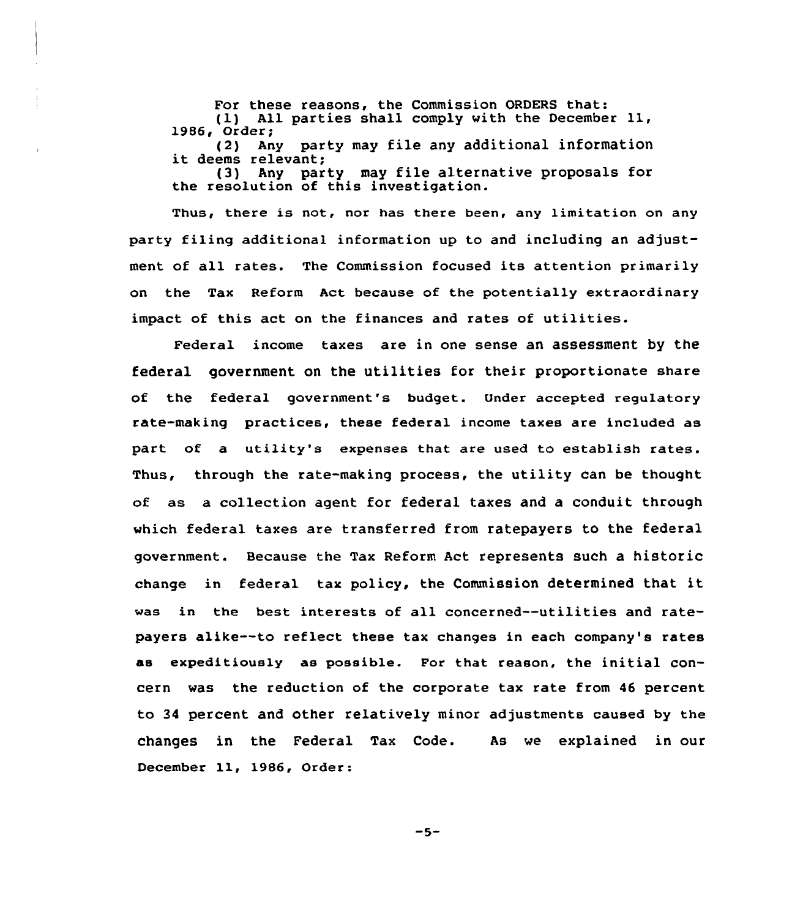> For these reasons, the Commission ORDERS that:
>
> (1) All parties shall comply with the December 11, 1986, Order;
>
> (2) Any party may file any additional information it deems relevant;
>
> (3) Any party may file alternative proposals for the resolution of this investigation.

Thus, there is not, nor has there been, any limitation on any party filing additional information up to and including an adjustment of all rates. The Commission focused its attention primarily on the Tax Reform Act because of the potentially extraordinary impact of this act on the finances and rates of utilities.

Federal income taxes are in one sense an assessment by the federal government on the utilities for their proportionate share of the federal government's budget. Under accepted regulatory rate-making practices, these federal income taxes are included as part of a utility's expenses that are used to establish rates. Thus, through the rate-making process, the utility can be thought of as a collection agent for federal taxes and a conduit through which federal taxes are transferred from ratepayers to the federal government. Because the Tax Reform Act represents such a historic change in federal tax policy, the Commission determined that it was in the best interests of all concerned--utilities and ratepayers alike--to reflect these tax changes in each company's rates as expeditiously as possible. For that reason, the initial concern was the reduction of the corporate tax rate from 46 percent to 34 percent and other relatively minor adjustments caused by the changes in the Federal Tax Code. As we explained in our December 11, 1986, Order: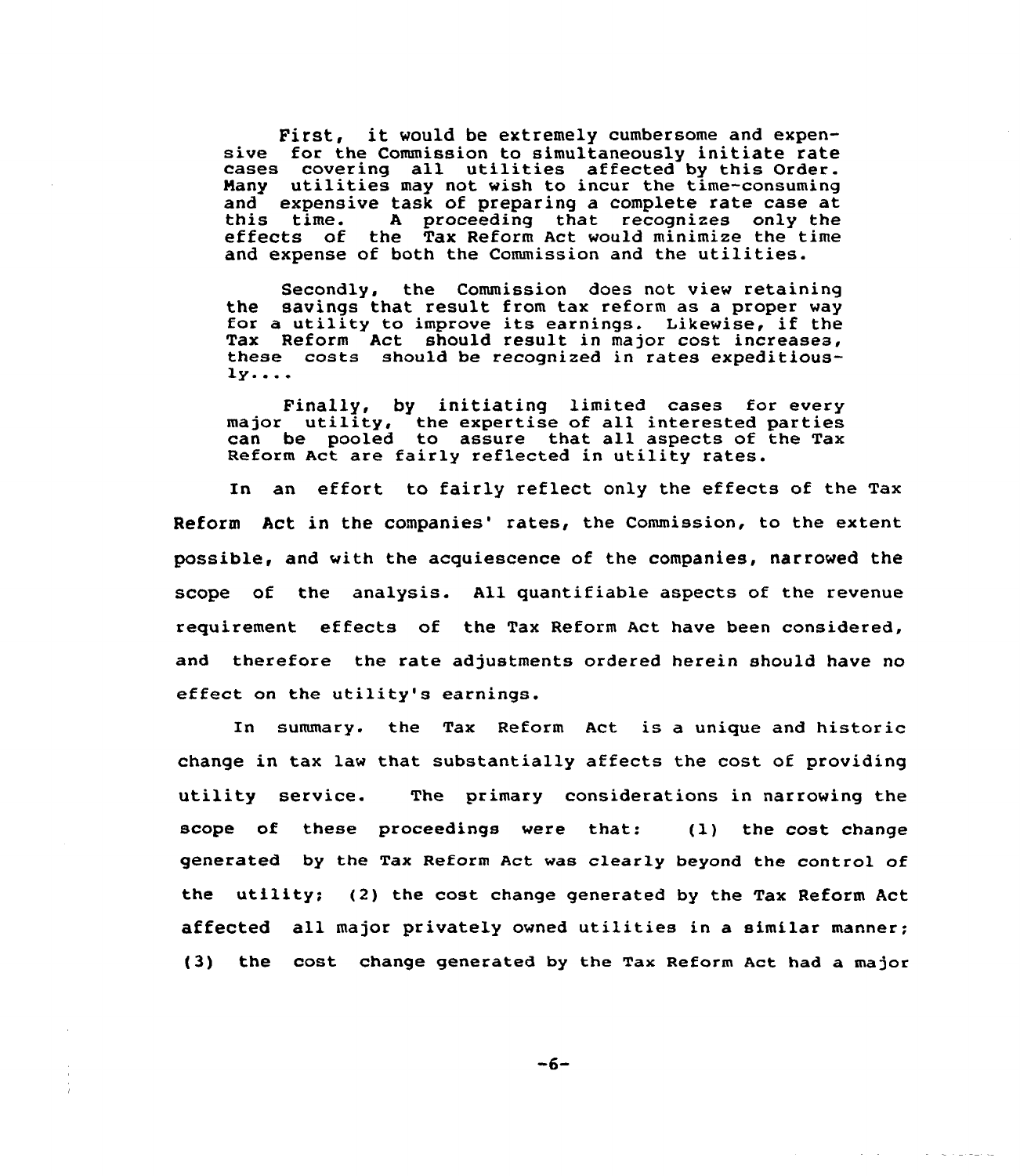> First, it would be extremely cumbersome and expensive for the Commission to simultaneously initiate rate cases covering all utilities affected by this Order. Many utilities may not wish to incur the time-consuming and expensive task of preparing a complete rate case at this time. A proceeding that recognizes only the effects of the Tax Reform Act would minimize the time and expense of both the Commission and the utilities.
>
> Secondly, the Commission does not view retaining the savings that result from tax reform as a proper way for a utility to improve its earnings. Likewise, if the Tax Reform Act should result in major cost increases, these costs should be recognized in rates expeditiously....
>
> Finally, by initiating limited cases for every major utility, the expertise of all interested parties can be pooled to assure that all aspects of the Tax Reform Act are fairly reflected in utility rates.

In an effort to fairly reflect only the effects of the Tax Reform Act in the companies' rates, the Commission, to the extent possible, and with the acquiescence of the companies, narrowed the scope of the analysis. All quantifiable aspects of the revenue requirement effects of the Tax Reform Act have been considered, and therefore the rate adjustments ordered herein should have no effect on the utility's earnings.

In summary. the Tax Reform Act is a unique and historic change in tax law that substantially affects the cost of providing utility service. The primary considerations in narrowing the scope of these proceedings were that: (1) the cost change generated by the Tax Reform Act was clearly beyond the control of the utility; (2) the cost change generated by the Tax Reform Act affected all major privately owned utilities in a similar manner; (3) the cost change generated by the Tax Reform Act had a major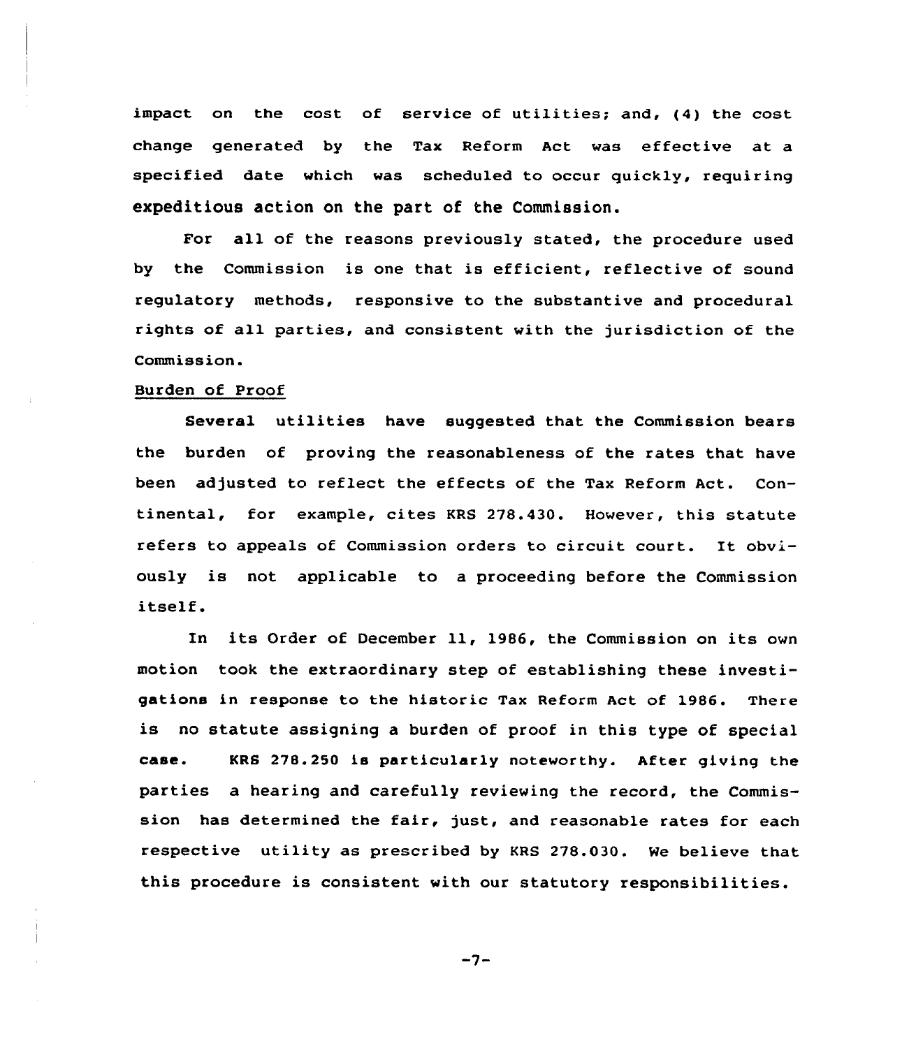impact on the cost of service of utilities; and, (4) the cost change generated by the Tax Reform Act was effective at a specified date which was scheduled to occur quickly, requiring expeditious action on the part of the Commission.

For all of the reasons previously stated, the procedure used by the Commission is one that is efficient, reflective of sound regulatory methods, responsive to the substantive and procedural rights of all parties, and consistent with the jurisdiction of the Commission.

## Burden of Proof

Several utilities have suggested that the Commission bears the burden of proving the reasonableness of the rates that have been adjusted to reflect the effects of the Tax Reform Act. Continental, for example, cites KRS 278.430. However, this statute refers to appeals of Commission orders to circuit court. It obviously is not applicable to a proceeding before the Commission itself.

In its Order of December 11, 1986, the Commission on its own motion took the extraordinary step of establishing these investigations in response to the historic Tax Reform Act of 1986. There is no statute assigning a burden of proof in this type of special case. KRS 278.250 is particularly noteworthy. After giving the parties a hearing and carefully reviewing the record, the Commission has determined the fair, just, and reasonable rates for each respective utility as prescribed by KRS 278.030. We believe that this procedure is consistent with our statutory responsibilities.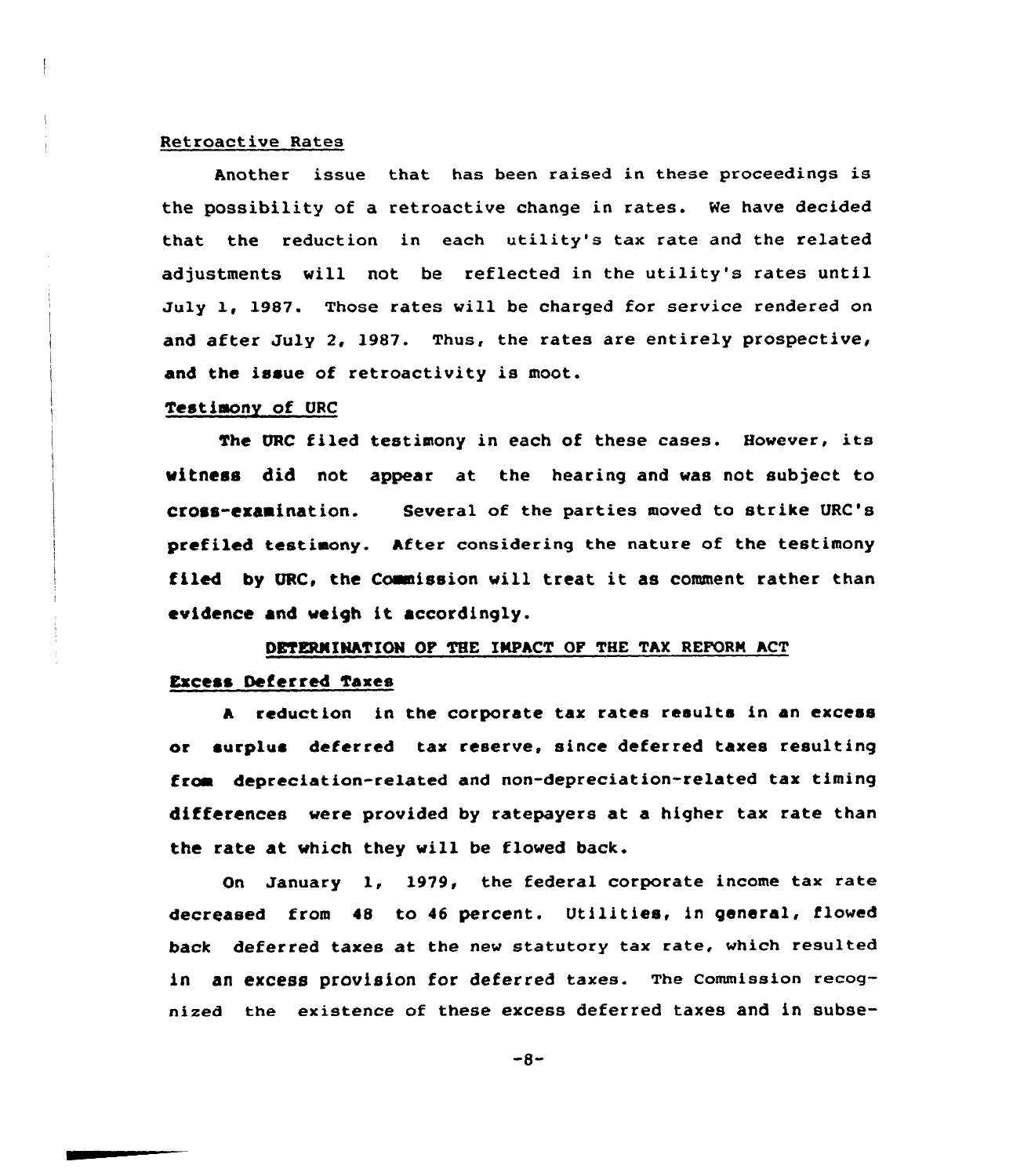Retroactive Rates

Another issue that has been raised in these proceedings is the possibility of a retroactive change in rates. We have decided that the reduction in each utility's tax rate and the related adjustments will not be reflected in the utility's rates until July 1, 1987. Those rates will be charged for service rendered on and after July 2, 1987. Thus, the rates are entirely prospective, and the issue of retroactivity is moot.

Testimony of URC

The URC filed testimony in each of these cases. However, its witness did not appear at the hearing and was not subject to cross-examination. Several of the parties moved to strike URC's prefiled testimony. After considering the nature of the testimony filed by URC, the Commission will treat it as comment rather than evidence and weigh it accordingly.

## DETERMINATION OF THE IMPACT OF THE TAX REFORM ACT

Excess Deferred Taxes

A reduction in the corporate tax rates results in an excess or surplus deferred tax reserve, since deferred taxes resulting from depreciation-related and non-depreciation-related tax timing differences were provided by ratepayers at a higher tax rate than the rate at which they will be flowed back.

On January 1, 1979, the federal corporate income tax rate decreased from 48 to 46 percent. Utilities, in general, flowed back deferred taxes at the new statutory tax rate, which resulted in an excess provision for deferred taxes. The Commission recognized the existence of these excess deferred taxes and in subse-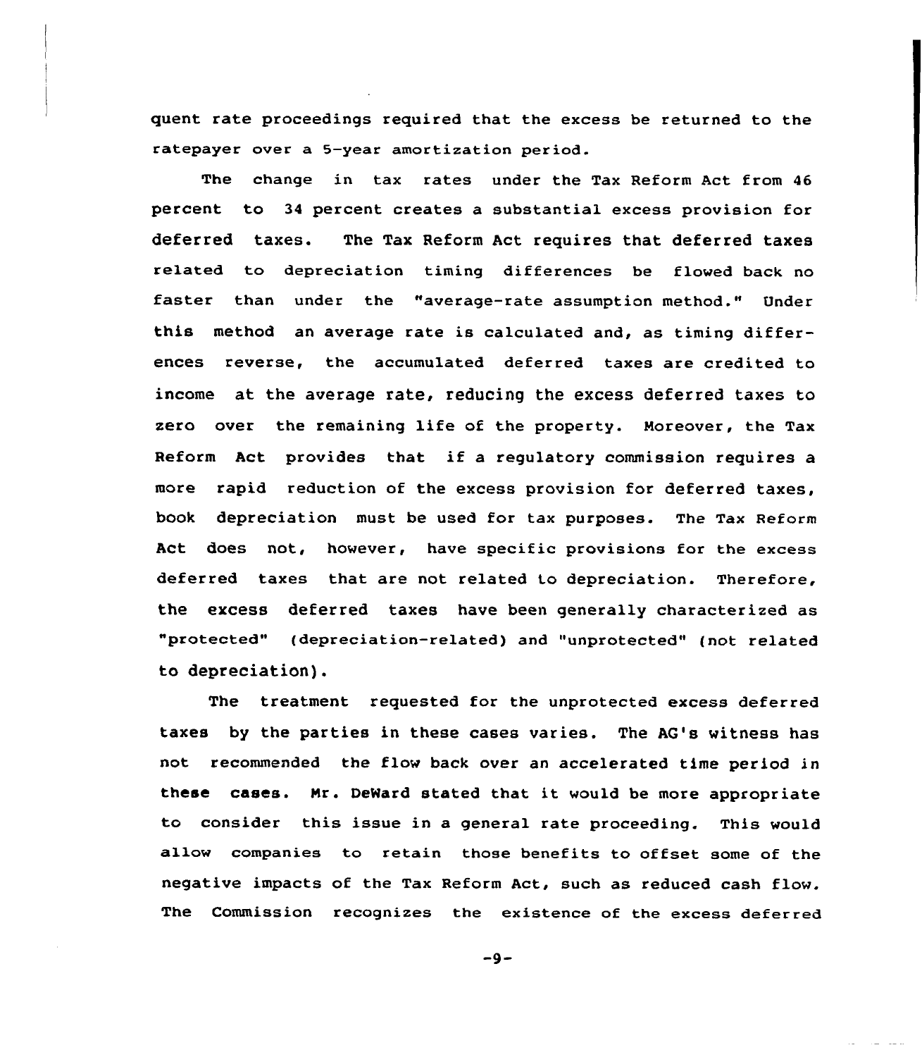quent rate proceedings required that the excess be returned to the ratepayer over a 5-year amortization period.

The change in tax rates under the Tax Reform Act from 46 percent to 34 percent creates a substantial excess provision for deferred taxes. The Tax Reform Act requires that deferred taxes related to depreciation timing differences be flowed back no faster than under the "average-rate assumption method." Under this method an average rate is calculated and, as timing differences reverse, the accumulated deferred taxes are credited to income at the average rate, reducing the excess deferred taxes to zero over the remaining life of the property. Moreover, the Tax Reform Act provides that if a regulatory commission requires a more rapid reduction of the excess provision for deferred taxes, book depreciation must be used for tax purposes. The Tax Reform Act does not, however, have specific provisions for the excess deferred taxes that are not related to depreciation. Therefore, the excess deferred taxes have been generally characterized as "protected" (depreciation-related) and "unprotected" (not related to depreciation).

The treatment requested for the unprotected excess deferred taxes by the parties in these cases varies. The AG's witness has not recommended the flow back over an accelerated time period in these cases. Mr. DeWard stated that it would be more appropriate to consider this issue in a general rate proceeding. This would allow companies to retain those benefits to offset some of the negative impacts of the Tax Reform Act, such as reduced cash flow. The Commission recognizes the existence of the excess deferred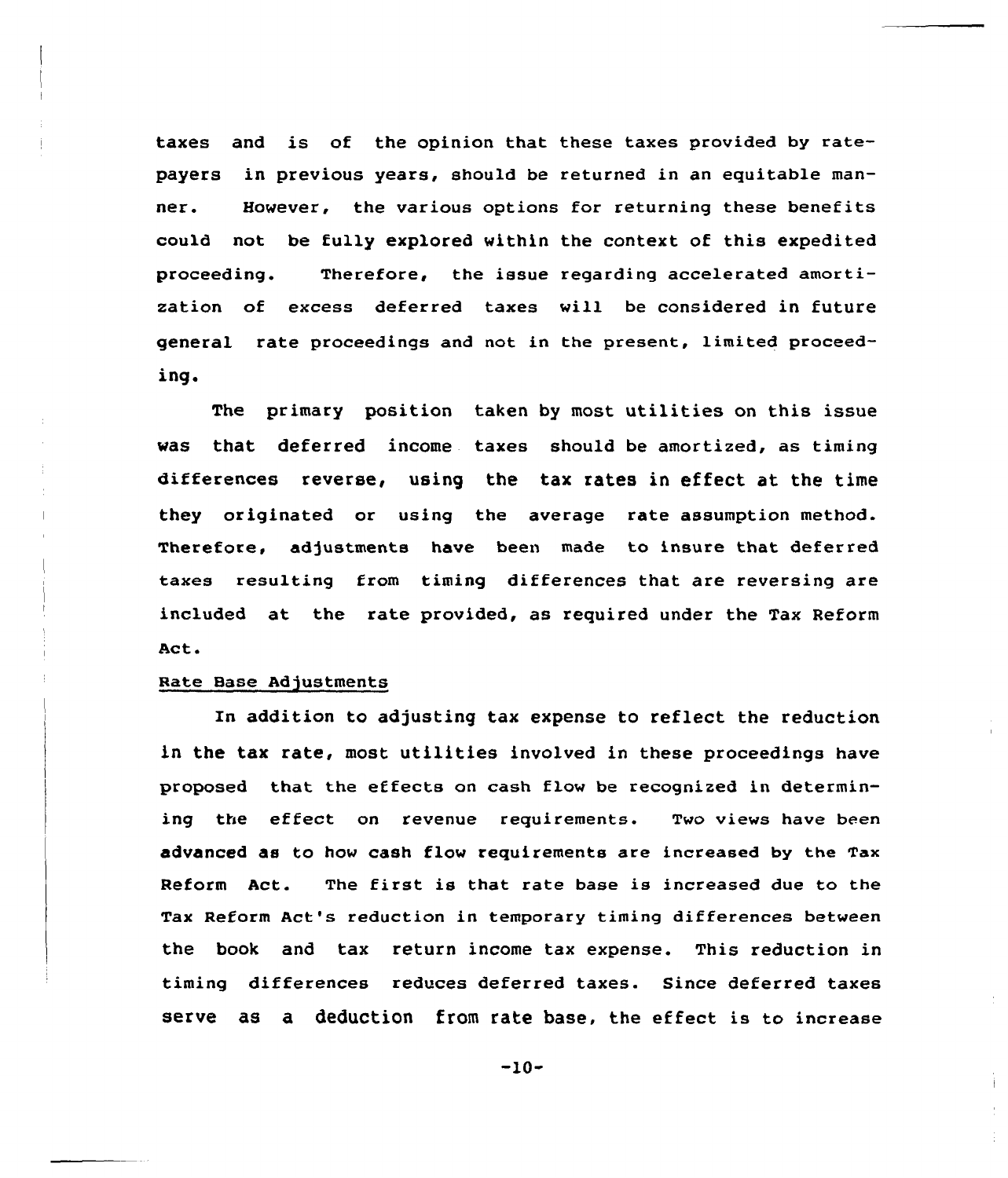taxes and is of the opinion that these taxes provided by ratepayers in previous years, should be returned in an equitable manner. However, the various options for returning these benefits could not be fully explored within the context of this expedited proceeding. Therefore, the issue regarding accelerated amortization of excess deferred taxes will be considered in future general rate proceedings and not in the present, limited proceeding.

The primary position taken by most utilities on this issue was that deferred income taxes should be amortized, as timing differences reverse, using the tax rates in effect at the time they originated or using the average rate assumption method. Therefore, adjustments have been made to insure that deferred taxes resulting from timing differences that are reversing are included at the rate provided, as required under the Tax Reform Act.

Rate Base Adjustments

In addition to adjusting tax expense to reflect the reduction in the tax rate, most utilities involved in these proceedings have proposed that the effects on cash flow be recognized in determining the effect on revenue requirements. Two views have been advanced as to how cash flow requirements are increased by the Tax Reform Act. The first is that rate base is increased due to the Tax Reform Act's reduction in temporary timing differences between the book and tax return income tax expense. This reduction in timing differences reduces deferred taxes. Since deferred taxes serve as a deduction from rate base, the effect is to increase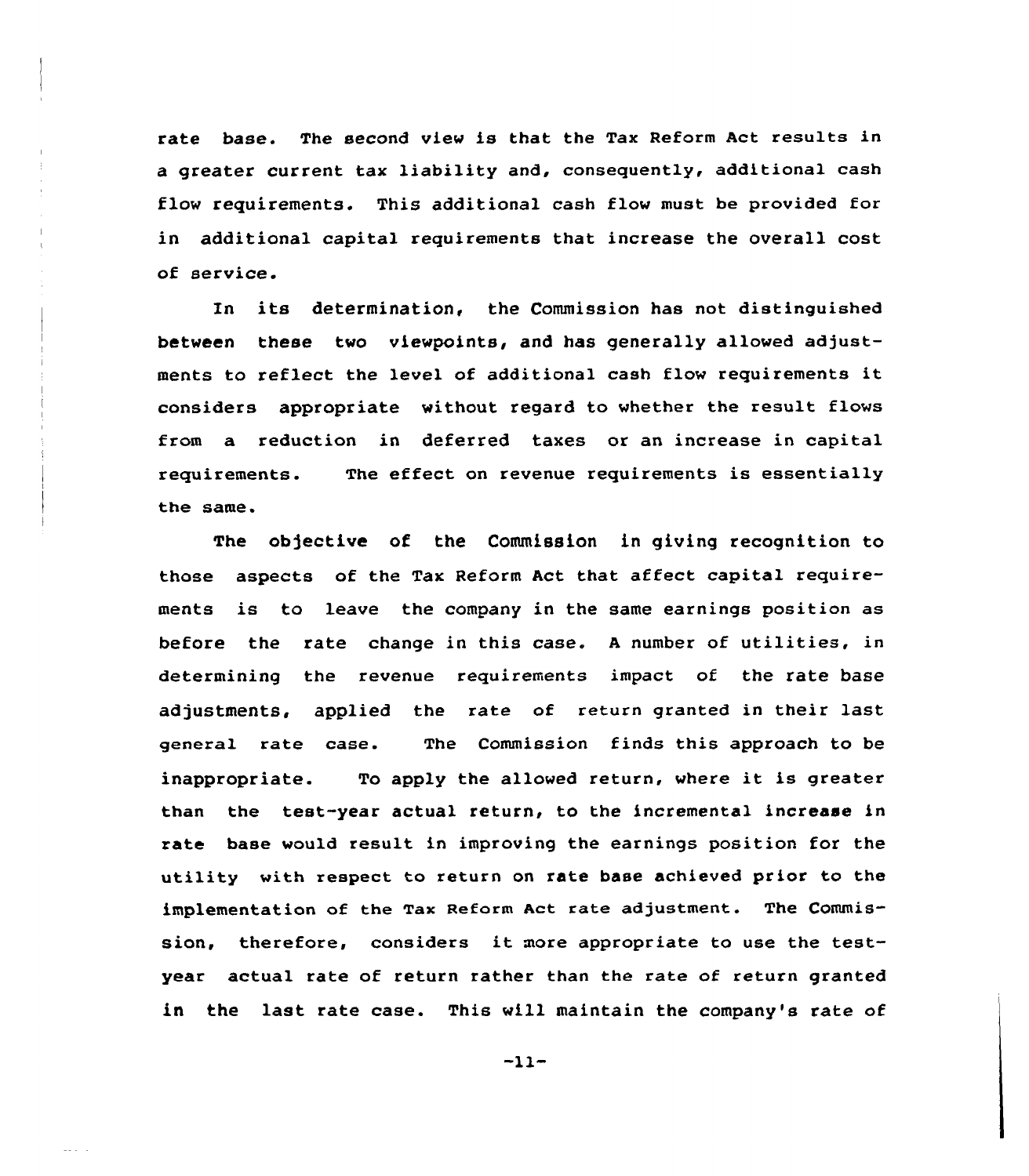rate base. The second view is that the Tax Reform Act results in a greater current tax liability and, consequently, additional cash flow requirements. This additional cash flow must be provided for in additional capital requirements that increase the overall cost of service.

In its determination, the Commission has not distinguished between these two viewpoints, and has generally allowed adjustments to reflect the level of additional cash flow requirements it considers appropriate without regard to whether the result flows from a reduction in deferred taxes or an increase in capital requirements. The effect on revenue requirements is essentially the same.

The objective of the Commission in giving recognition to those aspects of the Tax Reform Act that affect capital requirements is to leave the company in the same earnings position as before the rate change in this case. A number of utilities, in determining the revenue requirements impact of the rate base adjustments, applied the rate of return granted in their last general rate case. The Commission finds this approach to be inappropriate. To apply the allowed return, where it is greater than the test-year actual return, to the incremental increase in rate base would result in improving the earnings position for the utility with respect to return on rate base achieved prior to the implementation of the Tax Reform Act rate adjustment. The Commission, therefore, considers it more appropriate to use the test-year actual rate of return rather than the rate of return granted in the last rate case. This will maintain the company's rate of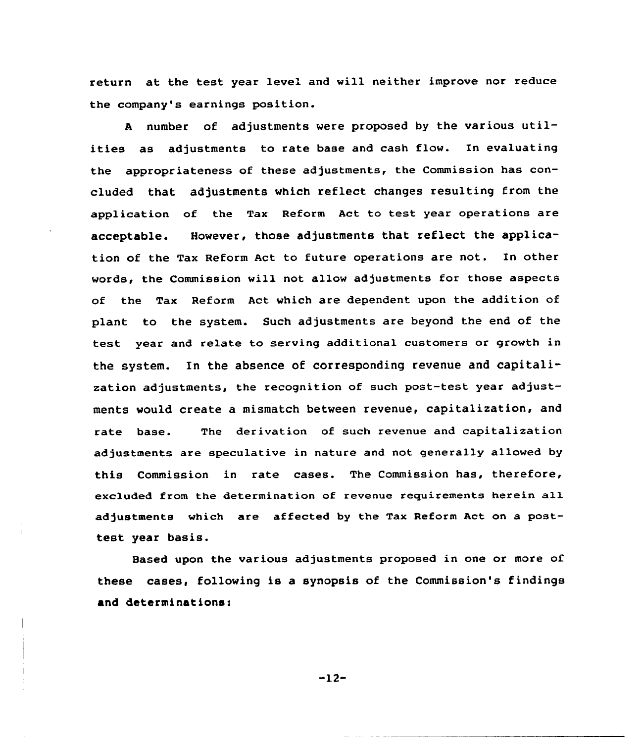return at the test year level and will neither improve nor reduce the company's earnings position.

A number of adjustments were proposed by the various utilities as adjustments to rate base and cash flow. In evaluating the appropriateness of these adjustments, the Commission has concluded that adjustments which reflect changes resulting from the application of the Tax Reform Act to test year operations are acceptable. However, those adjustments that reflect the application of the Tax Reform Act to future operations are not. In other words, the Commission will not allow adjustments for those aspects of the Tax Reform Act which are dependent upon the addition of plant to the system. Such adjustments are beyond the end of the test year and relate to serving additional customers or growth in the system. In the absence of corresponding revenue and capitalization adjustments, the recognition of such post-test year adjustments would create a mismatch between revenue, capitalization, and rate base. The derivation of such revenue and capitalization adjustments are speculative in nature and not generally allowed by this Commission in rate cases. The Commission has, therefore, excluded from the determination of revenue requirements herein all adjustments which are affected by the Tax Reform Act on a post-test year basis.

Based upon the various adjustments proposed in one or more of these cases, following is a synopsis of the Commission's findings and determinations: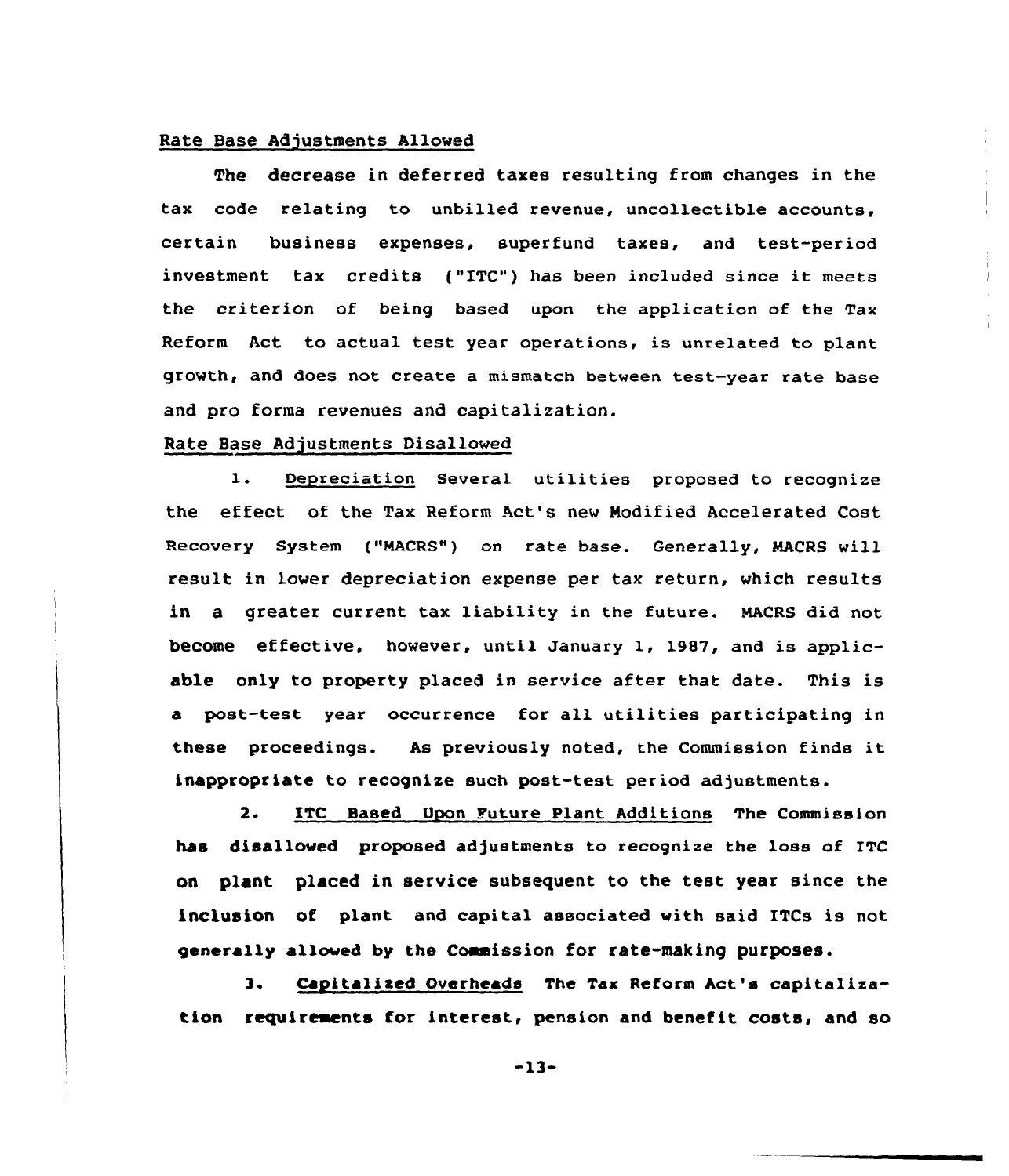Rate Base Adjustments Allowed

The decrease in deferred taxes resulting from changes in the tax code relating to unbilled revenue, uncollectible accounts, certain business expenses, superfund taxes, and test-period investment tax credits ("ITC") has been included since it meets the criterion of being based upon the application of the Tax Reform Act to actual test year operations, is unrelated to plant growth, and does not create a mismatch between test-year rate base and pro forma revenues and capitalization.

Rate Base Adjustments Disallowed

1. Depreciation Several utilities proposed to recognize the effect of the Tax Reform Act's new Modified Accelerated Cost Recovery System ("MACRS") on rate base. Generally, MACRS will result in lower depreciation expense per tax return, which results in a greater current tax liability in the future. MACRS did not become effective, however, until January 1, 1987, and is applicable only to property placed in service after that date. This is a post-test year occurrence for all utilities participating in these proceedings. As previously noted, the Commission finds it inappropriate to recognize such post-test period adjustments.

2. ITC Based Upon Future Plant Additions The Commission has disallowed proposed adjustments to recognize the loss of ITC on plant placed in service subsequent to the test year since the inclusion of plant and capital associated with said ITCs is not generally allowed by the Commission for rate-making purposes.

3. Capitalized Overheads The Tax Reform Act's capitalization requirements for interest, pension and benefit costs, and so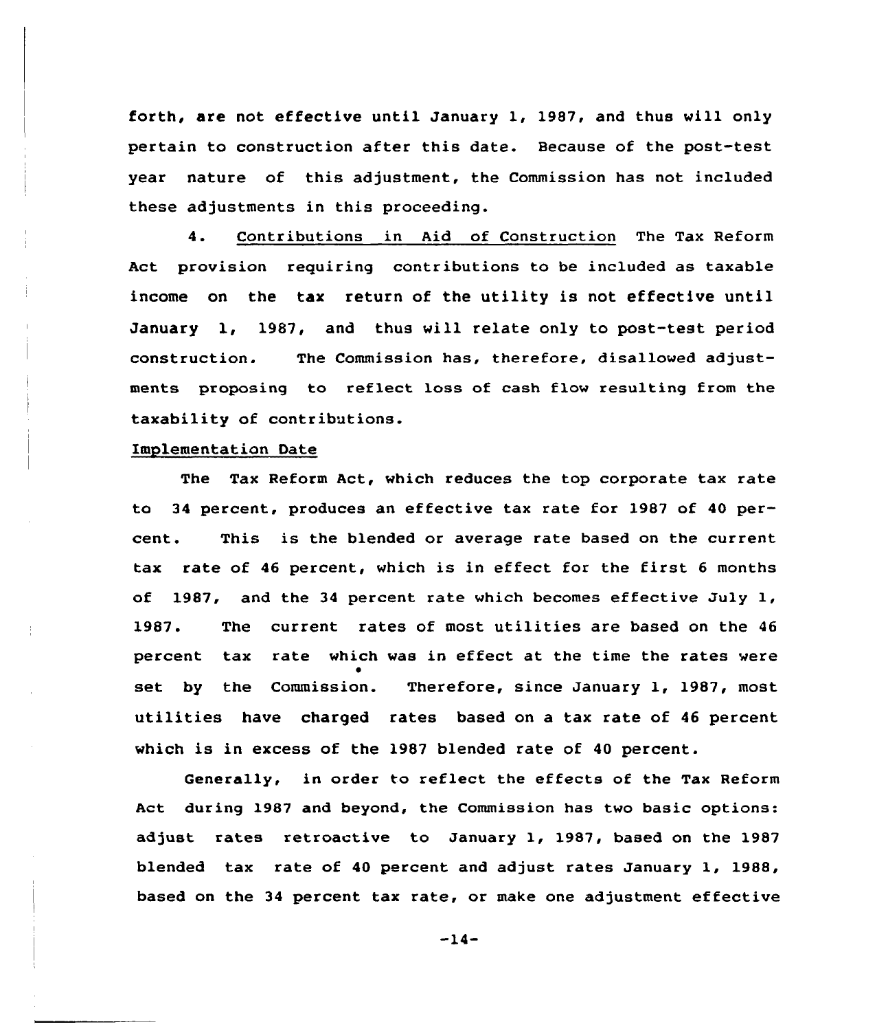forth, are not effective until January 1, 1987, and thus will only pertain to construction after this date. Because of the post-test year nature of this adjustment, the Commission has not included these adjustments in this proceeding.

4. Contributions in Aid of Construction The Tax Reform Act provision requiring contributions to be included as taxable income on the tax return of the utility is not effective until January 1, 1987, and thus will relate only to post-test period construction. The Commission has, therefore, disallowed adjustments proposing to reflect loss of cash flow resulting from the taxability of contributions.

## Implementation Date

The Tax Reform Act, which reduces the top corporate tax rate to 34 percent, produces an effective tax rate for 1987 of 40 percent. This is the blended or average rate based on the current tax rate of 46 percent, which is in effect for the first 6 months of 1987, and the 34 percent rate which becomes effective July 1, 1987. The current rates of most utilities are based on the 46 percent tax rate which was in effect at the time the rates were set by the Commission. Therefore, since January 1, 1987, most utilities have charged rates based on a tax rate of 46 percent which is in excess of the 1987 blended rate of 40 percent.

Generally, in order to reflect the effects of the Tax Reform Act during 1987 and beyond, the Commission has two basic options: adjust rates retroactive to January 1, 1987, based on the 1987 blended tax rate of 40 percent and adjust rates January 1, 1988, based on the 34 percent tax rate, or make one adjustment effective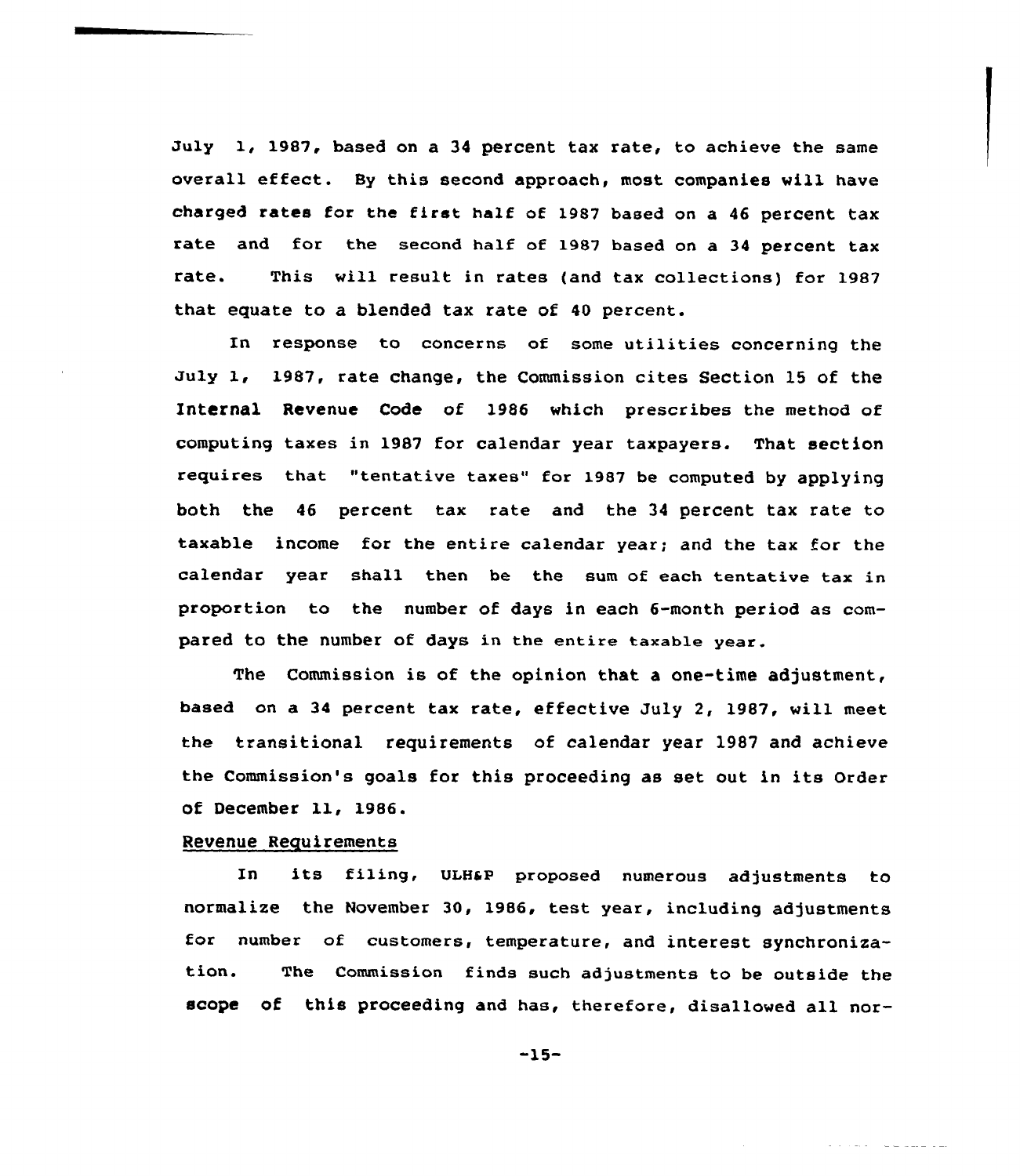July 1, 1987, based on a 34 percent tax rate, to achieve the same overall effect. By this second approach, most companies will have charged rates for the first half of 1987 based on a 46 percent tax rate and for the second half of 1987 based on a 34 percent tax rate. This will result in rates (and tax collections) for 1987 that equate to a blended tax rate of 40 percent.

In response to concerns of some utilities concerning the July 1, 1987, rate change, the Commission cites Section 15 of the Internal Revenue Code of 1986 which prescribes the method of computing taxes in 1987 for calendar year taxpayers. That section requires that "tentative taxes" for 1987 be computed by applying both the 46 percent tax rate and the 34 percent tax rate to taxable income for the entire calendar year; and the tax for the calendar year shall then be the sum of each tentative tax in proportion to the number of days in each 6-month period as compared to the number of days in the entire taxable year.

The Commission is of the opinion that a one-time adjustment, based on a 34 percent tax rate, effective July 2, 1987, will meet the transitional requirements of calendar year 1987 and achieve the Commission's goals for this proceeding as set out in its Order of December 11, 1986.

Revenue Requirements

In its filing, ULH&P proposed numerous adjustments to normalize the November 30, 1986, test year, including adjustments for number of customers, temperature, and interest synchronization. The Commission finds such adjustments to be outside the scope of this proceeding and has, therefore, disallowed all nor-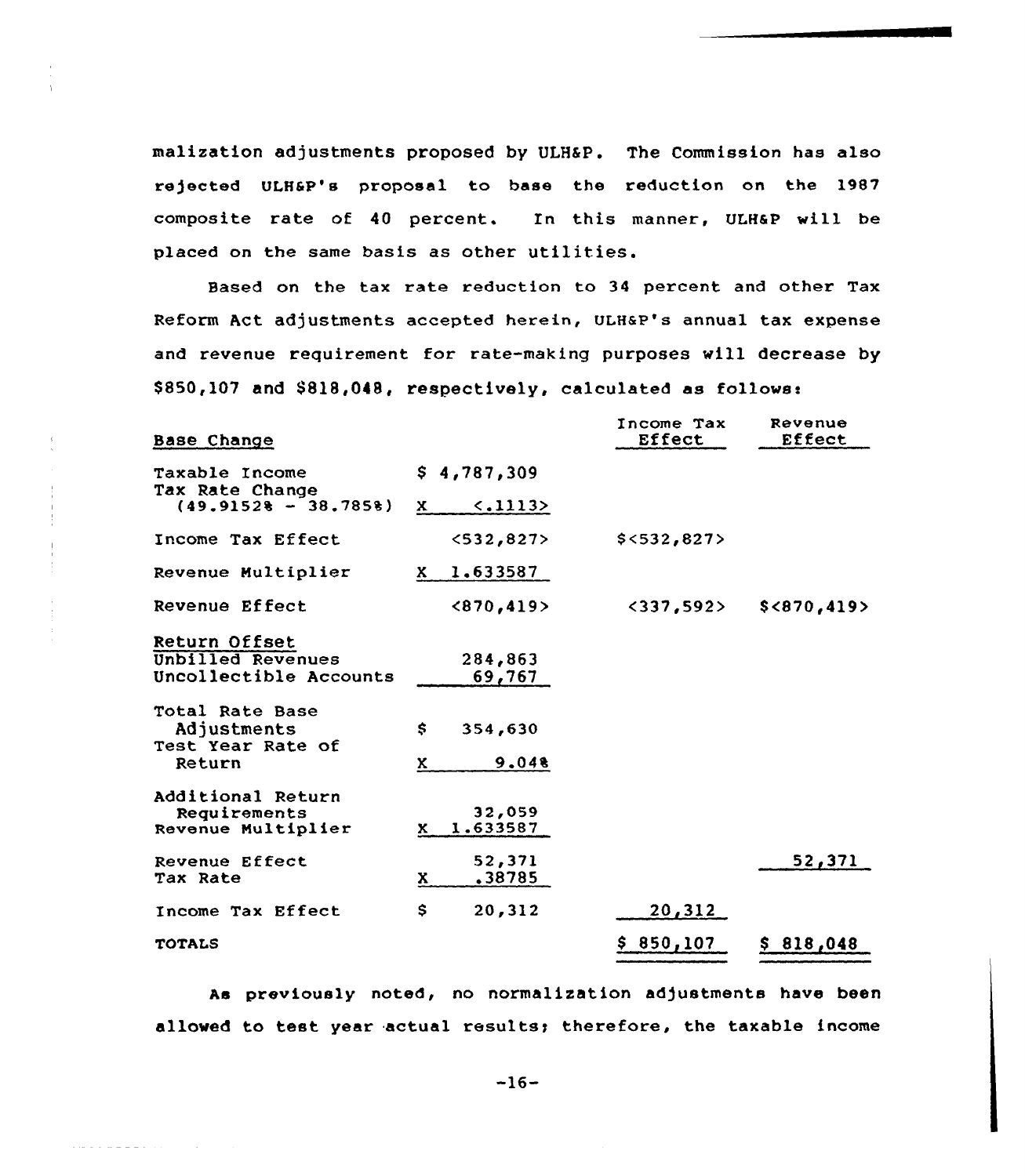malization adjustments proposed by ULH&P. The Commission has also rejected ULH&P's proposal to base the reduction on the 1987 composite rate of 40 percent. In this manner, ULH&P will be placed on the same basis as other utilities.

Based on the tax rate reduction to 34 percent and other Tax Reform Act adjustments accepted herein, ULH&P's annual tax expense and revenue requirement for rate-making purposes will decrease by $850,107 and $818,048, respectively, calculated as follows:

| Base Change | | Income Tax Effect | Revenue Effect |
|---|---|---|---|
| Taxable Income | $ 4,787,309 | | |
| Tax Rate Change (49.915% - 38.785%) | X <.1113> | | |
| Income Tax Effect | <532,827> | $<532,827> | |
| Revenue Multiplier | X 1.633587 | | |
| Revenue Effect | <870,419> | <337,592> | $<870,419> |
| Return Offset | | | |
| Unbilled Revenues | 284,863 | | |
| Uncollectible Accounts | 69,767 | | |
| Total Rate Base Adjustments | $ 354,630 | | |
| Test Year Rate of Return | X 9.04% | | |
| Additional Return Requirements | 32,059 | | |
| Revenue Multiplier | X 1.633587 | | |
| Revenue Effect | 52,371 | | 52,371 |
| Tax Rate | X .38785 | | |
| Income Tax Effect | $ 20,312 | 20,312 | |
| TOTALS | | $ 850,107 | $ 818,048 |

As previously noted, no normalization adjustments have been allowed to test year actual results; therefore, the taxable income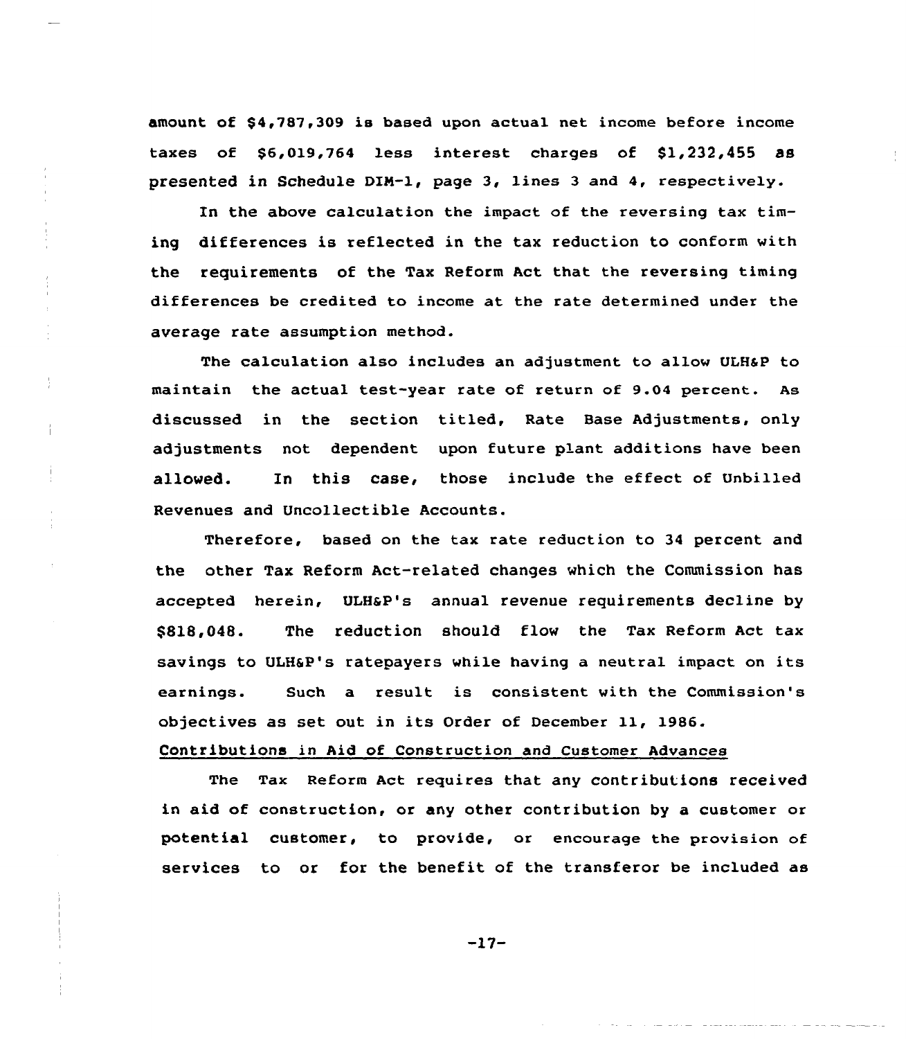amount of $4,787,309 is based upon actual net income before income taxes of $6,019,764 less interest charges of $1,232,455 as presented in Schedule DIM-1, page 3, lines 3 and 4, respectively.

In the above calculation the impact of the reversing tax timing differences is reflected in the tax reduction to conform with the requirements of the Tax Reform Act that the reversing timing differences be credited to income at the rate determined under the average rate assumption method.

The calculation also includes an adjustment to allow ULH&P to maintain the actual test-year rate of return of 9.04 percent. As discussed in the section titled, Rate Base Adjustments, only adjustments not dependent upon future plant additions have been allowed. In this case, those include the effect of Unbilled Revenues and Uncollectible Accounts.

Therefore, based on the tax rate reduction to 34 percent and the other Tax Reform Act-related changes which the Commission has accepted herein, ULH&P's annual revenue requirements decline by $818,048. The reduction should flow the Tax Reform Act tax savings to ULH&P's ratepayers while having a neutral impact on its earnings. Such a result is consistent with the Commission's objectives as set out in its Order of December 11, 1986.

Contributions in Aid of Construction and Customer Advances

The Tax Reform Act requires that any contributions received in aid of construction, or any other contribution by a customer or potential customer, to provide, or encourage the provision of services to or for the benefit of the transferor be included as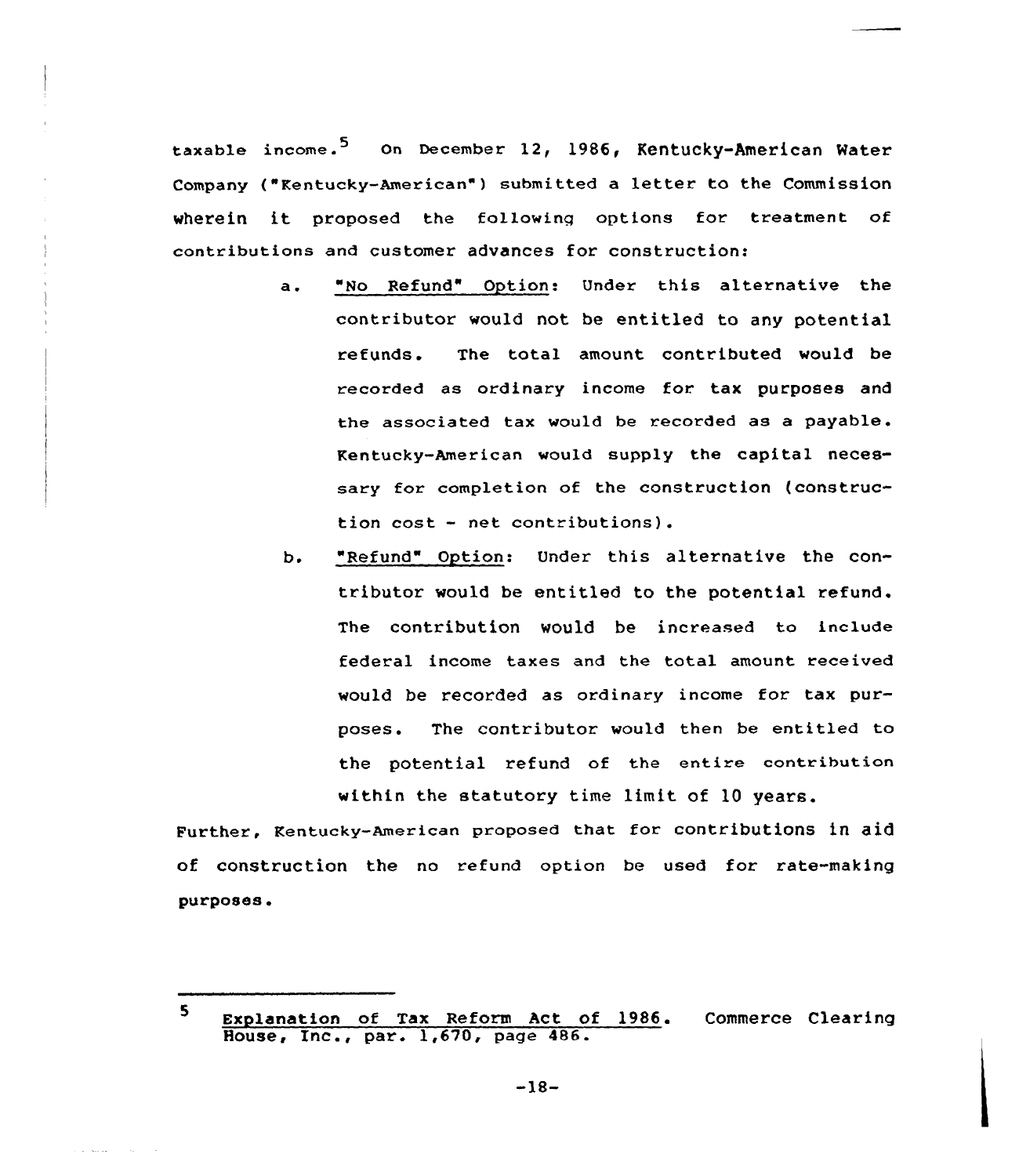taxable income.[5] On December 12, 1986, Kentucky-American Water Company ("Kentucky-American") submitted a letter to the Commission wherein it proposed the following options for treatment of contributions and customer advances for construction:

a. <u>"No Refund" Option</u>: Under this alternative the contributor would not be entitled to any potential refunds. The total amount contributed would be recorded as ordinary income for tax purposes and the associated tax would be recorded as a payable. Kentucky-American would supply the capital necessary for completion of the construction (construction cost - net contributions).

b. <u>"Refund" Option</u>: Under this alternative the contributor would be entitled to the potential refund. The contribution would be increased to include federal income taxes and the total amount received would be recorded as ordinary income for tax purposes. The contributor would then be entitled to the potential refund of the entire contribution within the statutory time limit of 10 years.

Further, Kentucky-American proposed that for contributions in aid of construction the no refund option be used for rate-making purposes.

---

[5] <u>Explanation of Tax Reform Act of 1986</u>. Commerce Clearing House, Inc., par. 1,670, page 486.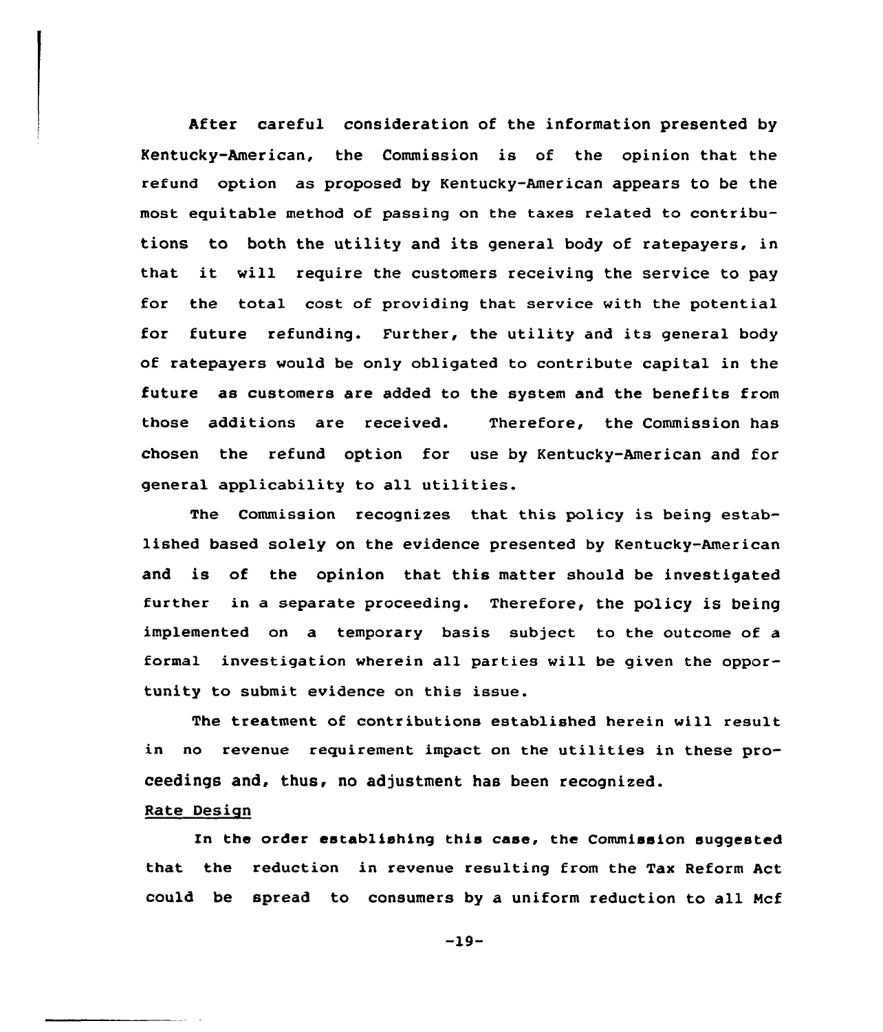After careful consideration of the information presented by Kentucky-American, the Commission is of the opinion that the refund option as proposed by Kentucky-American appears to be the most equitable method of passing on the taxes related to contributions to both the utility and its general body of ratepayers, in that it will require the customers receiving the service to pay for the total cost of providing that service with the potential for future refunding. Further, the utility and its general body of ratepayers would be only obligated to contribute capital in the future as customers are added to the system and the benefits from those additions are received. Therefore, the Commission has chosen the refund option for use by Kentucky-American and for general applicability to all utilities.

The Commission recognizes that this policy is being established based solely on the evidence presented by Kentucky-American and is of the opinion that this matter should be investigated further in a separate proceeding. Therefore, the policy is being implemented on a temporary basis subject to the outcome of a formal investigation wherein all parties will be given the opportunity to submit evidence on this issue.

The treatment of contributions established herein will result in no revenue requirement impact on the utilities in these proceedings and, thus, no adjustment has been recognized.

Rate Design

In the order establishing this case, the Commission suggested that the reduction in revenue resulting from the Tax Reform Act could be spread to consumers by a uniform reduction to all Mcf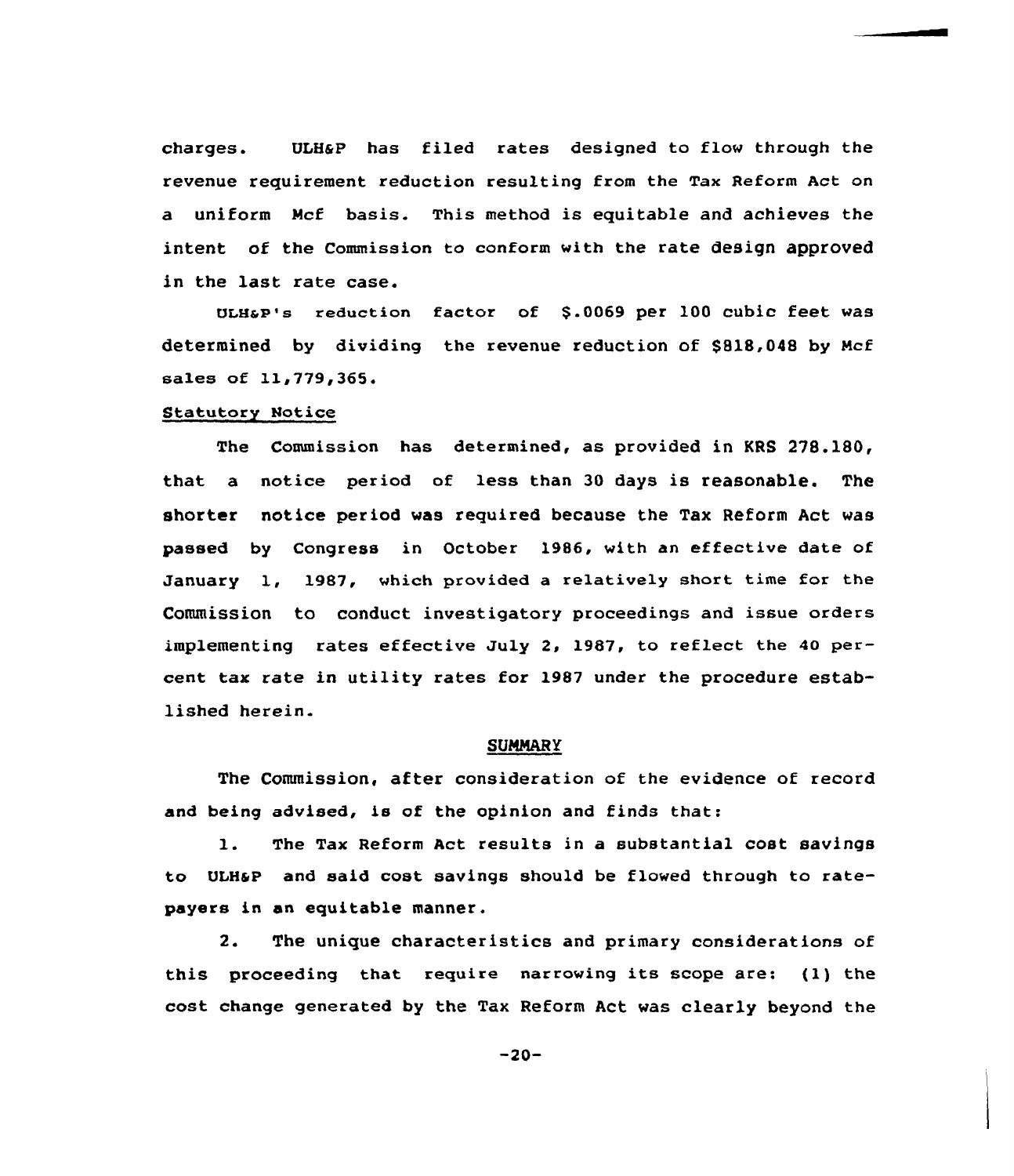charges. ULH&P has filed rates designed to flow through the revenue requirement reduction resulting from the Tax Reform Act on a uniform Mcf basis. This method is equitable and achieves the intent of the Commission to conform with the rate design approved in the last rate case.

ULH&P's reduction factor of $.0069 per 100 cubic feet was determined by dividing the revenue reduction of $818,048 by Mcf sales of 11,779,365.

<u>Statutory Notice</u>

The Commission has determined, as provided in KRS 278.180, that a notice period of less than 30 days is reasonable. The shorter notice period was required because the Tax Reform Act was passed by Congress in October 1986, with an effective date of January 1, 1987, which provided a relatively short time for the Commission to conduct investigatory proceedings and issue orders implementing rates effective July 2, 1987, to reflect the 40 percent tax rate in utility rates for 1987 under the procedure established herein.

## SUMMARY

The Commission, after consideration of the evidence of record and being advised, is of the opinion and finds that:

1. The Tax Reform Act results in a substantial cost savings to ULH&P and said cost savings should be flowed through to ratepayers in an equitable manner.

2. The unique characteristics and primary considerations of this proceeding that require narrowing its scope are: (1) the cost change generated by the Tax Reform Act was clearly beyond the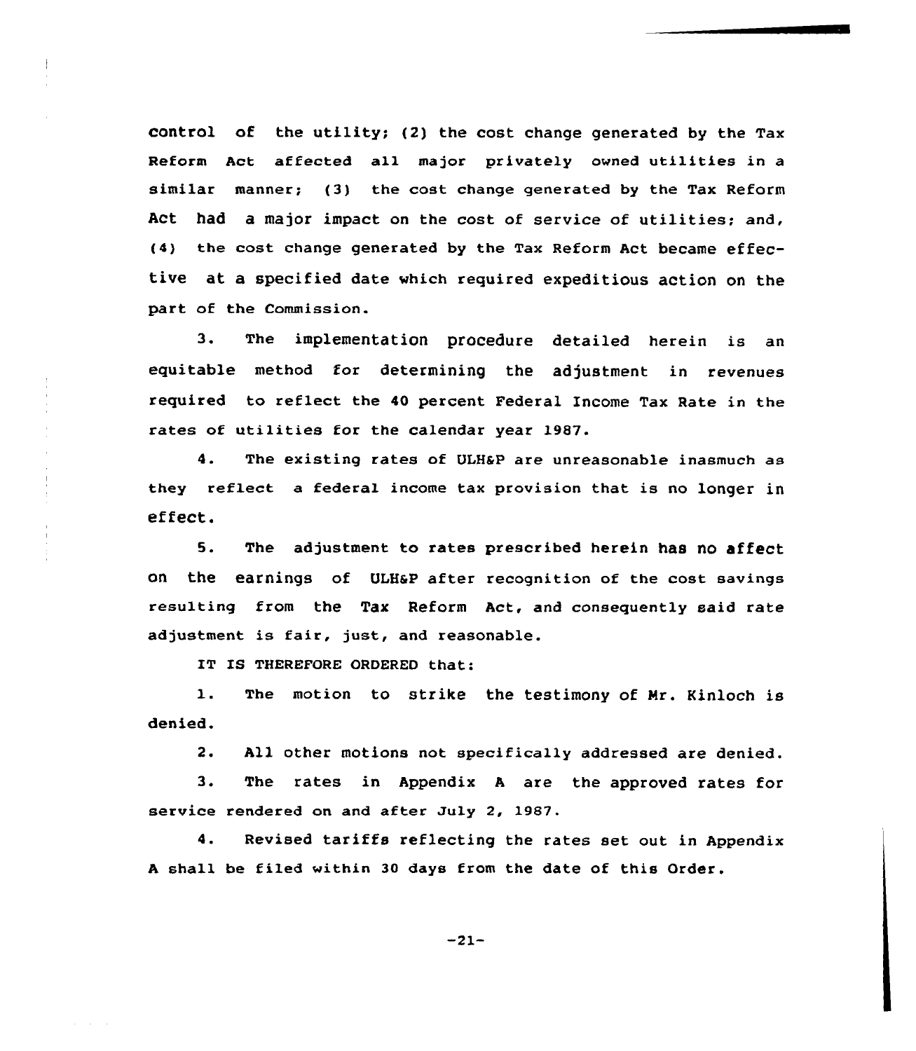control of the utility; (2) the cost change generated by the Tax Reform Act affected all major privately owned utilities in a similar manner; (3) the cost change generated by the Tax Reform Act had a major impact on the cost of service of utilities; and, (4) the cost change generated by the Tax Reform Act became effective at a specified date which required expeditious action on the part of the Commission.

3. The implementation procedure detailed herein is an equitable method for determining the adjustment in revenues required to reflect the 40 percent Federal Income Tax Rate in the rates of utilities for the calendar year 1987.

4. The existing rates of ULH&P are unreasonable inasmuch as they reflect a federal income tax provision that is no longer in effect.

5. The adjustment to rates prescribed herein has no affect on the earnings of ULH&P after recognition of the cost savings resulting from the Tax Reform Act, and consequently said rate adjustment is fair, just, and reasonable.

IT IS THEREFORE ORDERED that:

1. The motion to strike the testimony of Mr. Kinloch is denied.

2. All other motions not specifically addressed are denied.

3. The rates in Appendix A are the approved rates for service rendered on and after July 2, 1987.

4. Revised tariffs reflecting the rates set out in Appendix A shall be filed within 30 days from the date of this Order.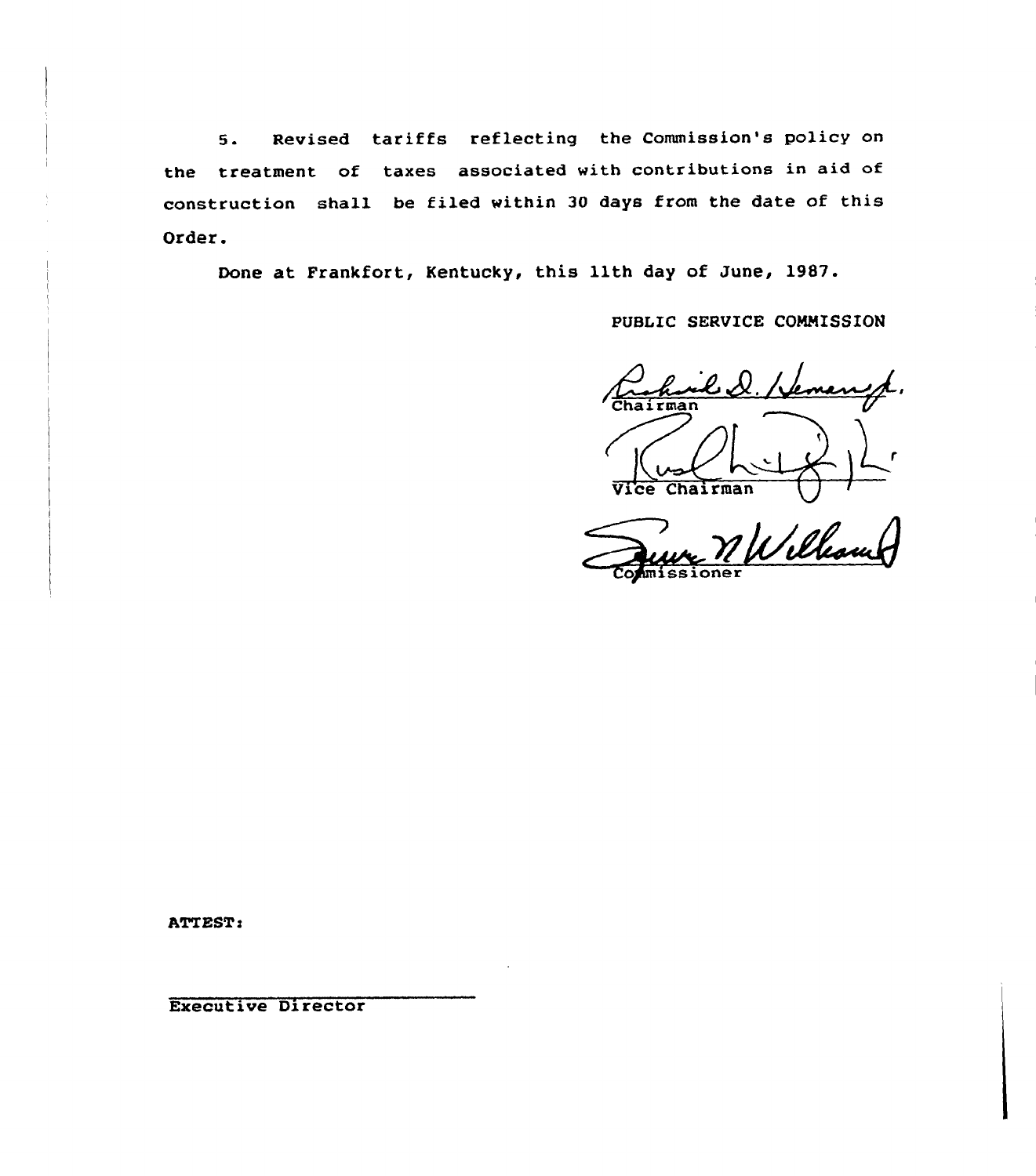5. Revised tariffs reflecting the Commission's policy on the treatment of taxes associated with contributions in aid of construction shall be filed within 30 days from the date of this Order.

Done at Frankfort, Kentucky, this 11th day of June, 1987.

PUBLIC SERVICE COMMISSION

Chairman

Vice Chairman

Commissioner

ATTEST:

Executive Director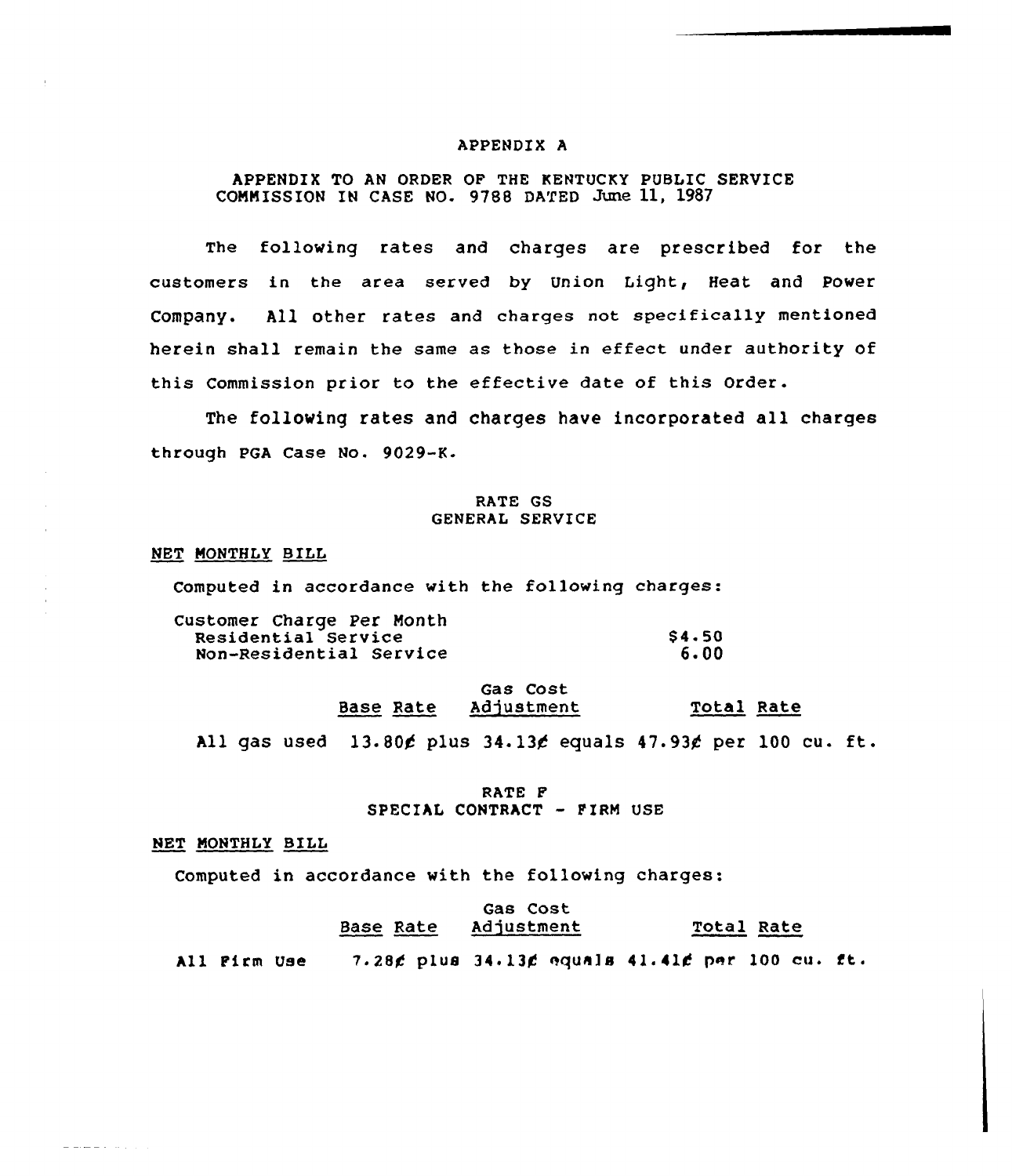# APPENDIX A

APPENDIX TO AN ORDER OF THE KENTUCKY PUBLIC SERVICE COMMISSION IN CASE NO. 9788 DATED June 11, 1987

The following rates and charges are prescribed for the customers in the area served by Union Light, Heat and Power Company. All other rates and charges not specifically mentioned herein shall remain the same as those in effect under authority of this Commission prior to the effective date of this Order.

The following rates and charges have incorporated all charges through PGA Case No. 9029-K.

## RATE GS
## GENERAL SERVICE

NET MONTHLY BILL

Computed in accordance with the following charges:

| Customer Charge Per Month | |
|---|---|
| Residential Service | $4.50 |
| Non-Residential Service | 6.00 |

| | Base Rate | | Gas Cost Adjustment | | Total Rate |
|---|---|---|---|---|---|
| All gas used | 13.80¢ | plus | 34.13¢ | equals | 47.93¢ per 100 cu. ft. |

## RATE F
## SPECIAL CONTRACT - FIRM USE

NET MONTHLY BILL

Computed in accordance with the following charges:

| | Base Rate | | Gas Cost Adjustment | | Total Rate |
|---|---|---|---|---|---|
| All Firm Use | 7.28¢ | plus | 34.13¢ | equals | 41.41¢ per 100 cu. ft. |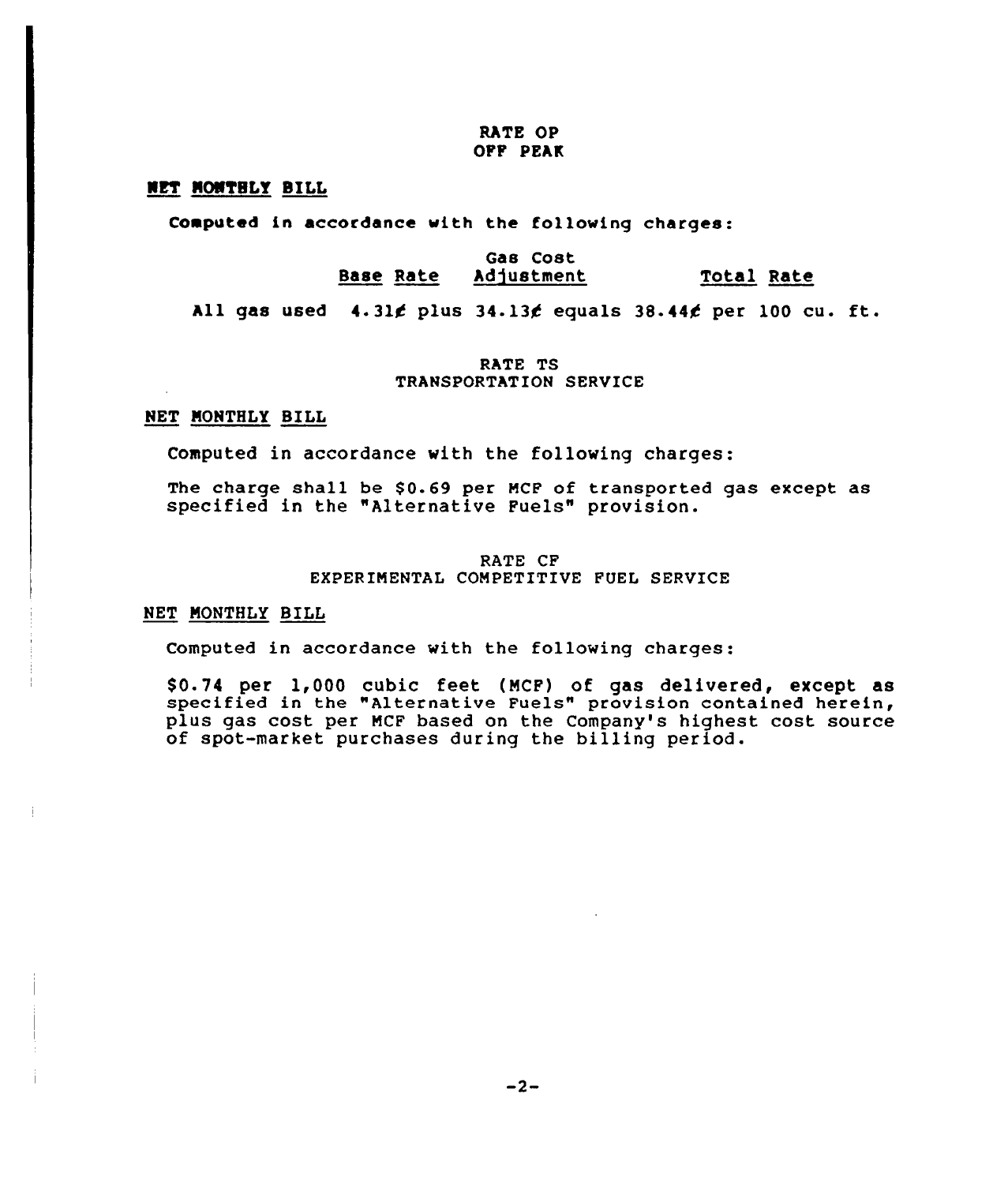## RATE OP
## OFF PEAK

**NET MONTHLY BILL**

Computed in accordance with the following charges:

| | Base Rate | | Gas Cost Adjustment | | Total Rate |
|---|---|---|---|---|---|
| All gas used | 4.31¢ | plus | 34.13¢ | equals | 38.44¢ per 100 cu. ft. |

## RATE TS
## TRANSPORTATION SERVICE

**NET MONTHLY BILL**

Computed in accordance with the following charges:

The charge shall be $0.69 per MCF of transported gas except as specified in the "Alternative Fuels" provision.

## RATE CF
## EXPERIMENTAL COMPETITIVE FUEL SERVICE

**NET MONTHLY BILL**

Computed in accordance with the following charges:

$0.74 per 1,000 cubic feet (MCF) of gas delivered, except as specified in the "Alternative Fuels" provision contained herein, plus gas cost per MCF based on the Company's highest cost source of spot-market purchases during the billing period.